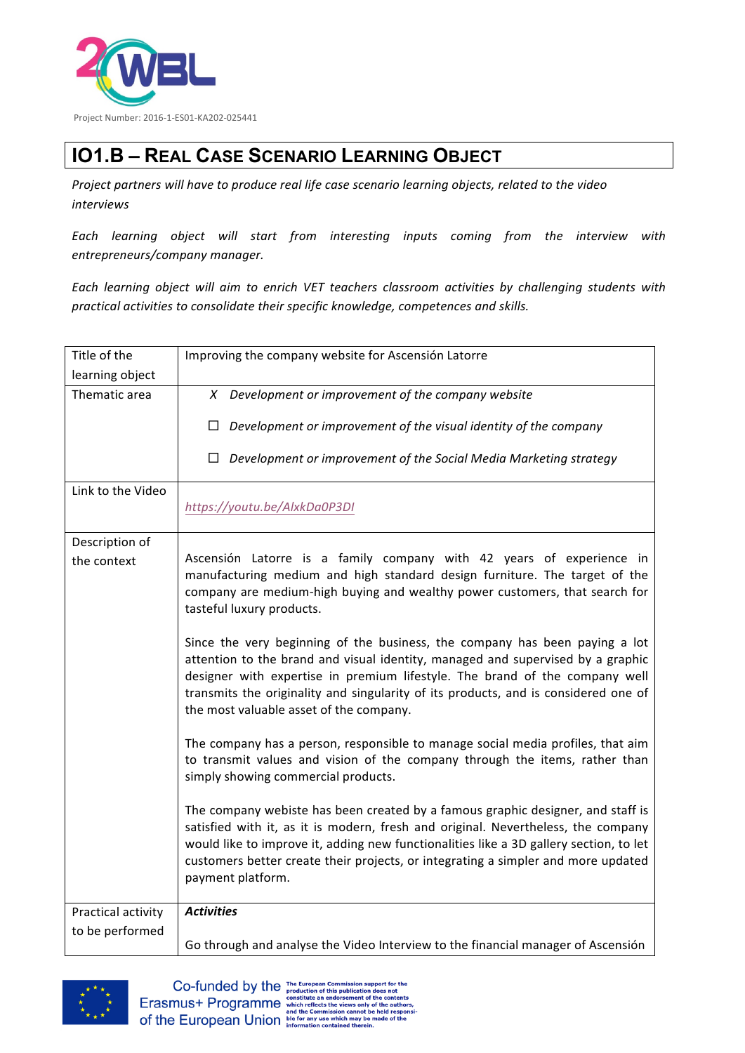Project Number: 2016-1-ES01-KA202-025441

# IO1.B – Real Case Scenario Learning Object

*Project partners will have to produce real life case scenario learning objects, related to the video interviews*

*Each learning object will start from interesting inputs coming from the interview with entrepreneurs/company manager.*

*Each learning object will aim to enrich VET teachers classroom activities by challenging students with practical activities to consolidate their specific knowledge, competences and skills.*

| Title of the learning object | Improving the company website for Ascensión Latorre |
|---|---|
| Thematic area | X *Development or improvement of the company website*<br><br>☐ *Development or improvement of the visual identity of the company*<br><br>☐ *Development or improvement of the Social Media Marketing strategy* |
| Link to the Video | *https://youtu.be/AlxkDa0P3DI* |
| Description of the context | Ascensión Latorre is a family company with 42 years of experience in manufacturing medium and high standard design furniture. The target of the company are medium-high buying and wealthy power customers, that search for tasteful luxury products.<br><br>Since the very beginning of the business, the company has been paying a lot attention to the brand and visual identity, managed and supervised by a graphic designer with expertise in premium lifestyle. The brand of the company well transmits the originality and singularity of its products, and is considered one of the most valuable asset of the company.<br><br>The company has a person, responsible to manage social media profiles, that aim to transmit values and vision of the company through the items, rather than simply showing commercial products.<br><br>The company webiste has been created by a famous graphic designer, and staff is satisfied with it, as it is modern, fresh and original. Nevertheless, the company would like to improve it, adding new functionalities like a 3D gallery section, to let customers better create their projects, or integrating a simpler and more updated payment platform. |
| Practical activity to be performed | ***Activities***<br><br>Go through and analyse the Video Interview to the financial manager of Ascensión |

Co-funded by the Erasmus+ Programme of the European Union

The European Commission support for the production of this publication does not constitute an endorsement of the contents which reflects the views only of the authors, and the Commission cannot be held responsible for any use which may be made of the information contained therein.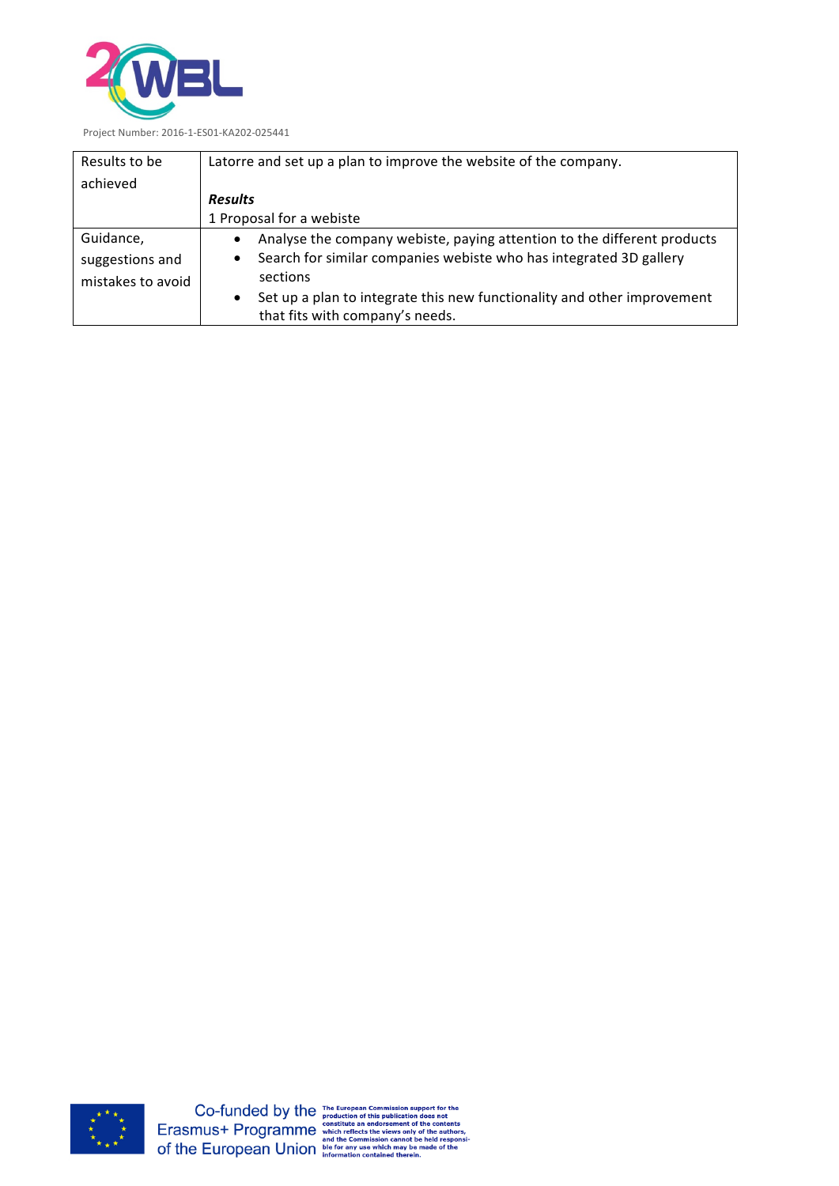| | |
|---|---|
| Results to be achieved | Latorre and set up a plan to improve the website of the company.<br><br>***Results***<br>1 Proposal for a webiste |
| Guidance, suggestions and mistakes to avoid | • Analyse the company webiste, paying attention to the different products<br>• Search for similar companies webiste who has integrated 3D gallery sections<br>• Set up a plan to integrate this new functionality and other improvement that fits with company's needs. |